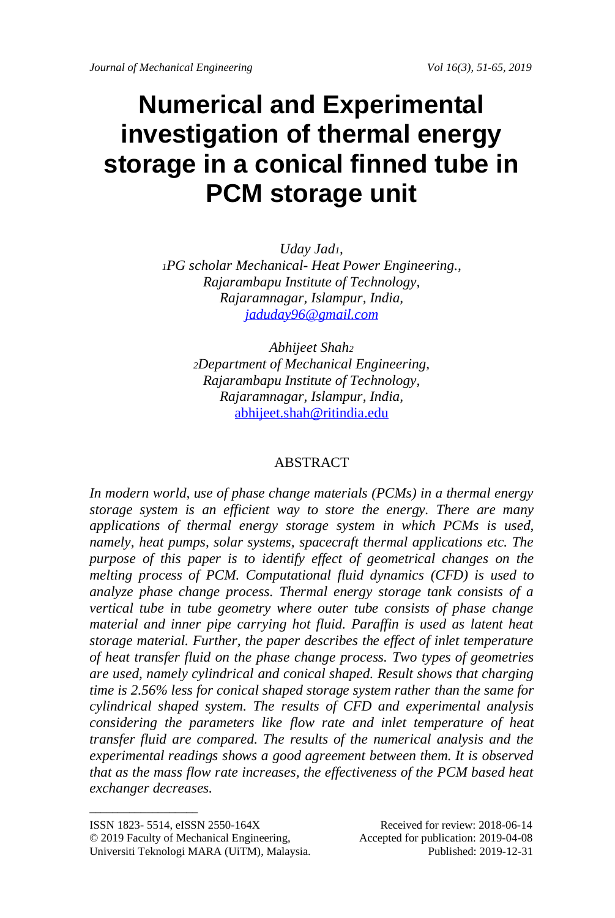# Numerical and Experimental investigation of thermal energy storage in a conical finned tube in PCM storage unit

*Uday Jad[1],*
*[1]PG scholar Mechanical- Heat Power Engineering.,*
*Rajarambapu Institute of Technology,*
*Rajaramnagar, Islampur, India,*
*jaduday96@gmail.com*

*Abhijeet Shah[2]*
*[2]Department of Mechanical Engineering,*
*Rajarambapu Institute of Technology,*
*Rajaramnagar, Islampur, India,*
abhijeet.shah@ritindia.edu

## ABSTRACT

*In modern world, use of phase change materials (PCMs) in a thermal energy storage system is an efficient way to store the energy. There are many applications of thermal energy storage system in which PCMs is used, namely, heat pumps, solar systems, spacecraft thermal applications etc. The purpose of this paper is to identify effect of geometrical changes on the melting process of PCM. Computational fluid dynamics (CFD) is used to analyze phase change process. Thermal energy storage tank consists of a vertical tube in tube geometry where outer tube consists of phase change material and inner pipe carrying hot fluid. Paraffin is used as latent heat storage material. Further, the paper describes the effect of inlet temperature of heat transfer fluid on the phase change process. Two types of geometries are used, namely cylindrical and conical shaped. Result shows that charging time is 2.56% less for conical shaped storage system rather than the same for cylindrical shaped system. The results of CFD and experimental analysis considering the parameters like flow rate and inlet temperature of heat transfer fluid are compared. The results of the numerical analysis and the experimental readings shows a good agreement between them. It is observed that as the mass flow rate increases, the effectiveness of the PCM based heat exchanger decreases.*

---

ISSN 1823- 5514, eISSN 2550-164X
© 2019 Faculty of Mechanical Engineering,
Universiti Teknologi MARA (UiTM), Malaysia.

Received for review: 2018-06-14
Accepted for publication: 2019-04-08
Published: 2019-12-31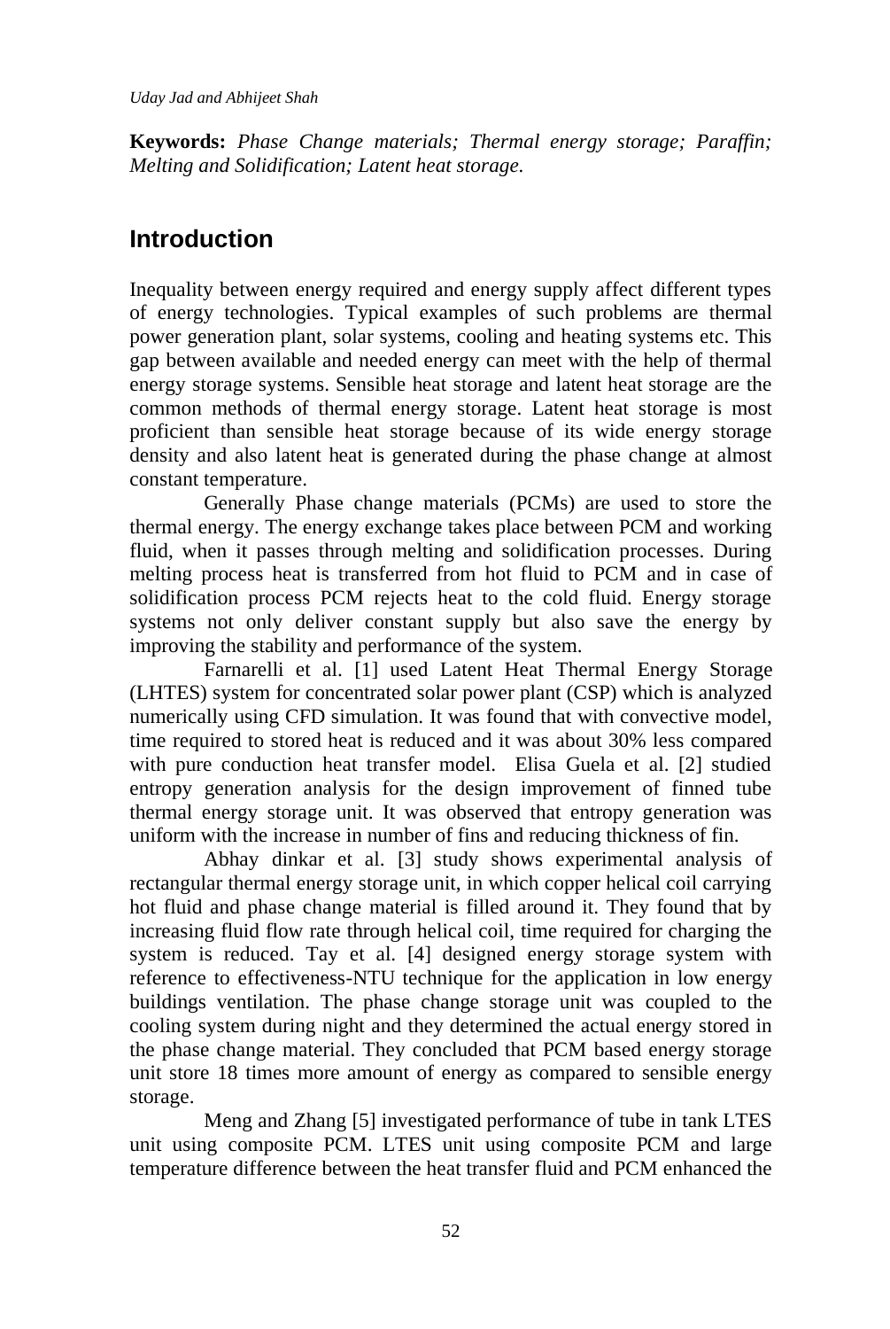**Keywords:** *Phase Change materials; Thermal energy storage; Paraffin; Melting and Solidification; Latent heat storage.*

## Introduction

Inequality between energy required and energy supply affect different types of energy technologies. Typical examples of such problems are thermal power generation plant, solar systems, cooling and heating systems etc. This gap between available and needed energy can meet with the help of thermal energy storage systems. Sensible heat storage and latent heat storage are the common methods of thermal energy storage. Latent heat storage is most proficient than sensible heat storage because of its wide energy storage density and also latent heat is generated during the phase change at almost constant temperature.

Generally Phase change materials (PCMs) are used to store the thermal energy. The energy exchange takes place between PCM and working fluid, when it passes through melting and solidification processes. During melting process heat is transferred from hot fluid to PCM and in case of solidification process PCM rejects heat to the cold fluid. Energy storage systems not only deliver constant supply but also save the energy by improving the stability and performance of the system.

Farnarelli et al. [1] used Latent Heat Thermal Energy Storage (LHTES) system for concentrated solar power plant (CSP) which is analyzed numerically using CFD simulation. It was found that with convective model, time required to stored heat is reduced and it was about 30% less compared with pure conduction heat transfer model. Elisa Guela et al. [2] studied entropy generation analysis for the design improvement of finned tube thermal energy storage unit. It was observed that entropy generation was uniform with the increase in number of fins and reducing thickness of fin.

Abhay dinkar et al. [3] study shows experimental analysis of rectangular thermal energy storage unit, in which copper helical coil carrying hot fluid and phase change material is filled around it. They found that by increasing fluid flow rate through helical coil, time required for charging the system is reduced. Tay et al. [4] designed energy storage system with reference to effectiveness-NTU technique for the application in low energy buildings ventilation. The phase change storage unit was coupled to the cooling system during night and they determined the actual energy stored in the phase change material. They concluded that PCM based energy storage unit store 18 times more amount of energy as compared to sensible energy storage.

Meng and Zhang [5] investigated performance of tube in tank LTES unit using composite PCM. LTES unit using composite PCM and large temperature difference between the heat transfer fluid and PCM enhanced the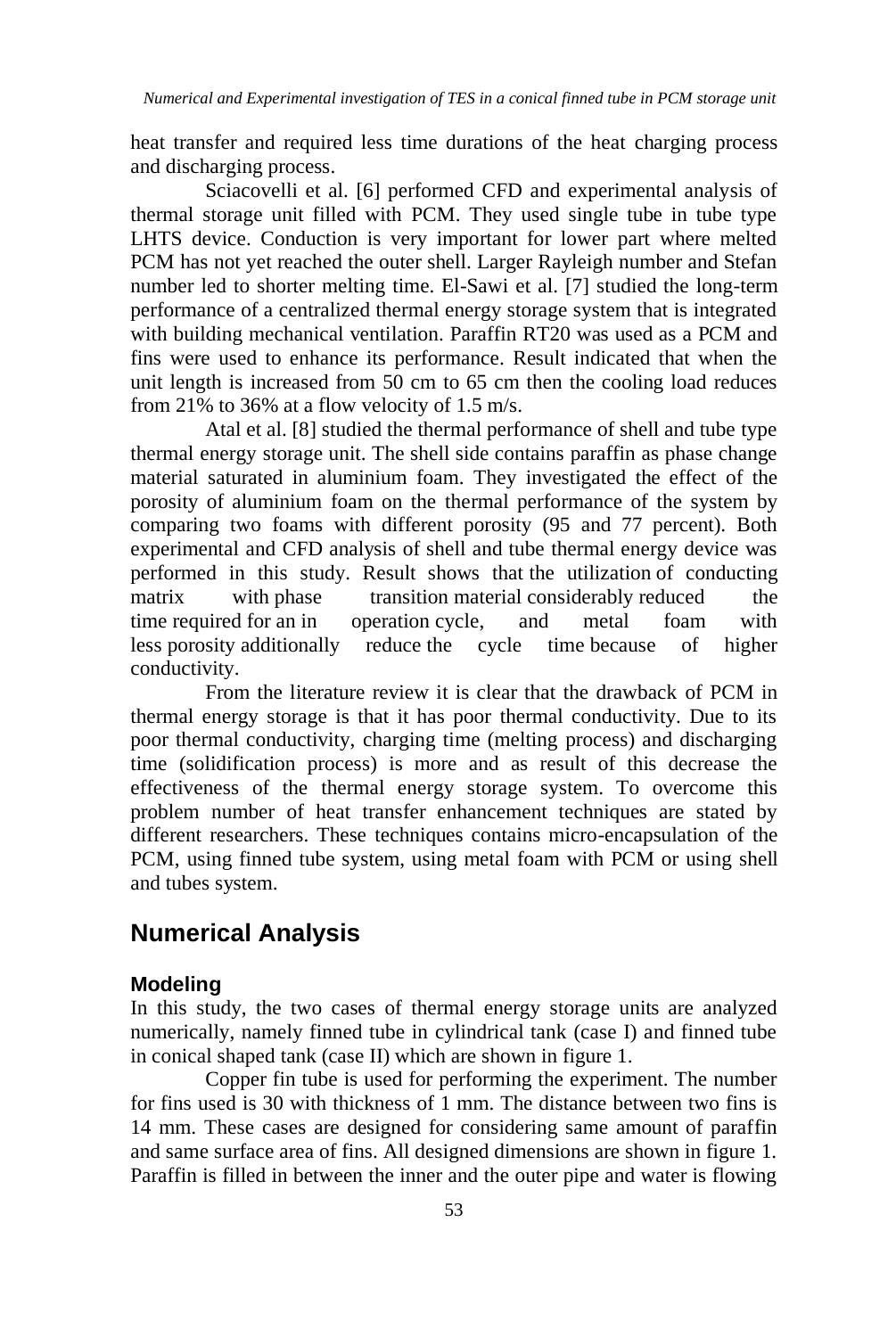heat transfer and required less time durations of the heat charging process and discharging process.

Sciacovelli et al. [6] performed CFD and experimental analysis of thermal storage unit filled with PCM. They used single tube in tube type LHTS device. Conduction is very important for lower part where melted PCM has not yet reached the outer shell. Larger Rayleigh number and Stefan number led to shorter melting time. El-Sawi et al. [7] studied the long-term performance of a centralized thermal energy storage system that is integrated with building mechanical ventilation. Paraffin RT20 was used as a PCM and fins were used to enhance its performance. Result indicated that when the unit length is increased from 50 cm to 65 cm then the cooling load reduces from 21% to 36% at a flow velocity of 1.5 m/s.

Atal et al. [8] studied the thermal performance of shell and tube type thermal energy storage unit. The shell side contains paraffin as phase change material saturated in aluminium foam. They investigated the effect of the porosity of aluminium foam on the thermal performance of the system by comparing two foams with different porosity (95 and 77 percent). Both experimental and CFD analysis of shell and tube thermal energy device was performed in this study. Result shows that the utilization of conducting matrix with phase transition material considerably reduced the time required for an in operation cycle, and metal foam with less porosity additionally reduce the cycle time because of higher conductivity.

From the literature review it is clear that the drawback of PCM in thermal energy storage is that it has poor thermal conductivity. Due to its poor thermal conductivity, charging time (melting process) and discharging time (solidification process) is more and as result of this decrease the effectiveness of the thermal energy storage system. To overcome this problem number of heat transfer enhancement techniques are stated by different researchers. These techniques contains micro-encapsulation of the PCM, using finned tube system, using metal foam with PCM or using shell and tubes system.

## Numerical Analysis

### Modeling

In this study, the two cases of thermal energy storage units are analyzed numerically, namely finned tube in cylindrical tank (case I) and finned tube in conical shaped tank (case II) which are shown in figure 1.

Copper fin tube is used for performing the experiment. The number for fins used is 30 with thickness of 1 mm. The distance between two fins is 14 mm. These cases are designed for considering same amount of paraffin and same surface area of fins. All designed dimensions are shown in figure 1. Paraffin is filled in between the inner and the outer pipe and water is flowing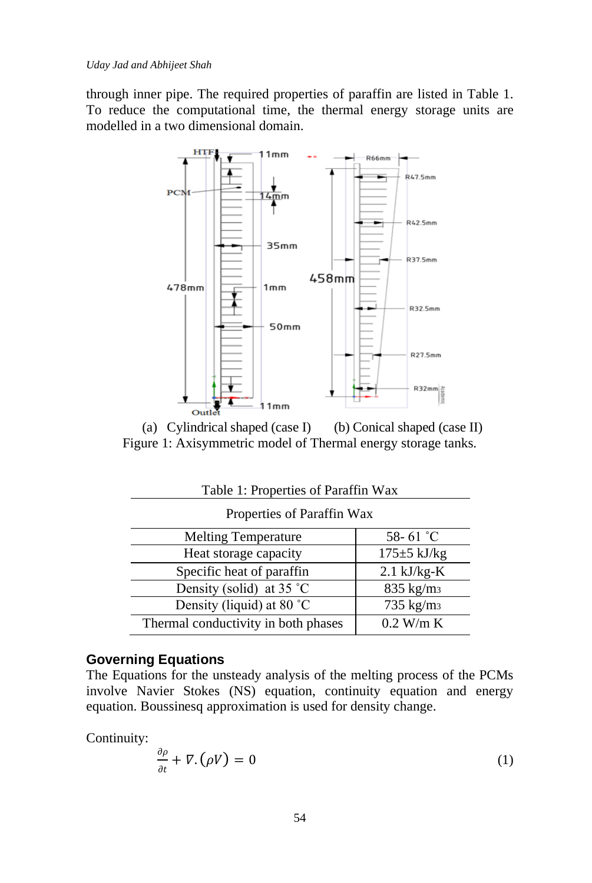through inner pipe. The required properties of paraffin are listed in Table 1. To reduce the computational time, the thermal energy storage units are modelled in a two dimensional domain.

(a) Cylindrical shaped (case I) (b) Conical shaped (case II)

Figure 1: Axisymmetric model of Thermal energy storage tanks.

Table 1: Properties of Paraffin Wax

| Properties of Paraffin Wax | |
|---|---|
| Melting Temperature | 58- 61 ˚C |
| Heat storage capacity | 175±5 kJ/kg |
| Specific heat of paraffin | 2.1 kJ/kg-K |
| Density (solid) at 35 ˚C | 835 kg/m3 |
| Density (liquid) at 80 ˚C | 735 kg/m3 |
| Thermal conductivity in both phases | 0.2 W/m K |

## Governing Equations

The Equations for the unsteady analysis of the melting process of the PCMs involve Navier Stokes (NS) equation, continuity equation and energy equation. Boussinesq approximation is used for density change.

Continuity:

$$\frac{\partial \rho}{\partial t} + \nabla.(\rho V) = 0 \tag{1}$$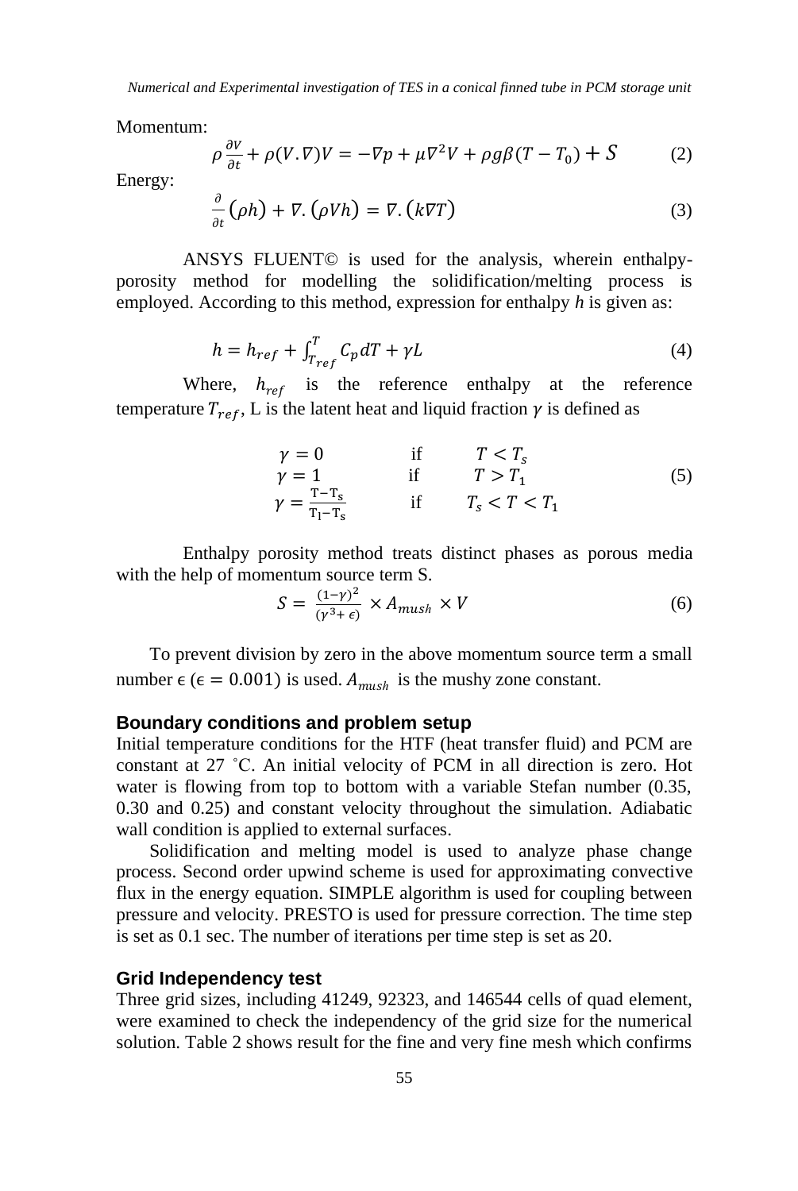Momentum:

$$\rho \frac{\partial V}{\partial t} + \rho(V.\nabla)V = -\nabla p + \mu \nabla^2 V + \rho g \beta (T - T_0) + S \tag{2}$$

Energy:

$$\frac{\partial}{\partial t}(\rho h) + \nabla.(\rho V h) = \nabla.(k \nabla T) \tag{3}$$

ANSYS FLUENT© is used for the analysis, wherein enthalpy-porosity method for modelling the solidification/melting process is employed. According to this method, expression for enthalpy *h* is given as:

$$h = h_{ref} + \int_{T_{ref}}^{T} C_p dT + \gamma L \tag{4}$$

Where, $h_{ref}$ is the reference enthalpy at the reference temperature $T_{ref}$, L is the latent heat and liquid fraction $\gamma$ is defined as

$$\begin{aligned} \gamma &= 0 \qquad \text{if} \qquad T < T_s \\ \gamma &= 1 \qquad \text{if} \qquad T > T_1 \\ \gamma &= \frac{T - T_s}{T_l - T_s} \qquad \text{if} \qquad T_s < T < T_1 \end{aligned} \tag{5}$$

Enthalpy porosity method treats distinct phases as porous media with the help of momentum source term S.

$$S = \frac{(1-\gamma)^2}{(\gamma^3 + \epsilon)} \times A_{mush} \times V \tag{6}$$

To prevent division by zero in the above momentum source term a small number $\epsilon$ ($\epsilon = 0.001$) is used. $A_{mush}$ is the mushy zone constant.

## Boundary conditions and problem setup

Initial temperature conditions for the HTF (heat transfer fluid) and PCM are constant at 27 ˚C. An initial velocity of PCM in all direction is zero. Hot water is flowing from top to bottom with a variable Stefan number (0.35, 0.30 and 0.25) and constant velocity throughout the simulation. Adiabatic wall condition is applied to external surfaces.

Solidification and melting model is used to analyze phase change process. Second order upwind scheme is used for approximating convective flux in the energy equation. SIMPLE algorithm is used for coupling between pressure and velocity. PRESTO is used for pressure correction. The time step is set as 0.1 sec. The number of iterations per time step is set as 20.

## Grid Independency test

Three grid sizes, including 41249, 92323, and 146544 cells of quad element, were examined to check the independency of the grid size for the numerical solution. Table 2 shows result for the fine and very fine mesh which confirms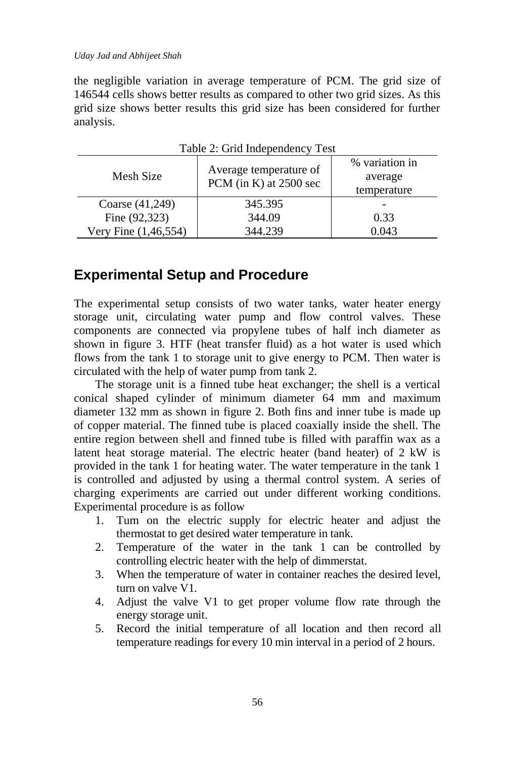the negligible variation in average temperature of PCM. The grid size of 146544 cells shows better results as compared to other two grid sizes. As this grid size shows better results this grid size has been considered for further analysis.

Table 2: Grid Independency Test

| Mesh Size | Average temperature of PCM (in K) at 2500 sec | % variation in average temperature |
|---|---|---|
| Coarse (41,249) | 345.395 | - |
| Fine (92,323) | 344.09 | 0.33 |
| Very Fine (1,46,554) | 344.239 | 0.043 |

## Experimental Setup and Procedure

The experimental setup consists of two water tanks, water heater energy storage unit, circulating water pump and flow control valves. These components are connected via propylene tubes of half inch diameter as shown in figure 3. HTF (heat transfer fluid) as a hot water is used which flows from the tank 1 to storage unit to give energy to PCM. Then water is circulated with the help of water pump from tank 2.

The storage unit is a finned tube heat exchanger; the shell is a vertical conical shaped cylinder of minimum diameter 64 mm and maximum diameter 132 mm as shown in figure 2. Both fins and inner tube is made up of copper material. The finned tube is placed coaxially inside the shell. The entire region between shell and finned tube is filled with paraffin wax as a latent heat storage material. The electric heater (band heater) of 2 kW is provided in the tank 1 for heating water. The water temperature in the tank 1 is controlled and adjusted by using a thermal control system. A series of charging experiments are carried out under different working conditions. Experimental procedure is as follow

1. Turn on the electric supply for electric heater and adjust the thermostat to get desired water temperature in tank.
2. Temperature of the water in the tank 1 can be controlled by controlling electric heater with the help of dimmerstat.
3. When the temperature of water in container reaches the desired level, turn on valve V1.
4. Adjust the valve V1 to get proper volume flow rate through the energy storage unit.
5. Record the initial temperature of all location and then record all temperature readings for every 10 min interval in a period of 2 hours.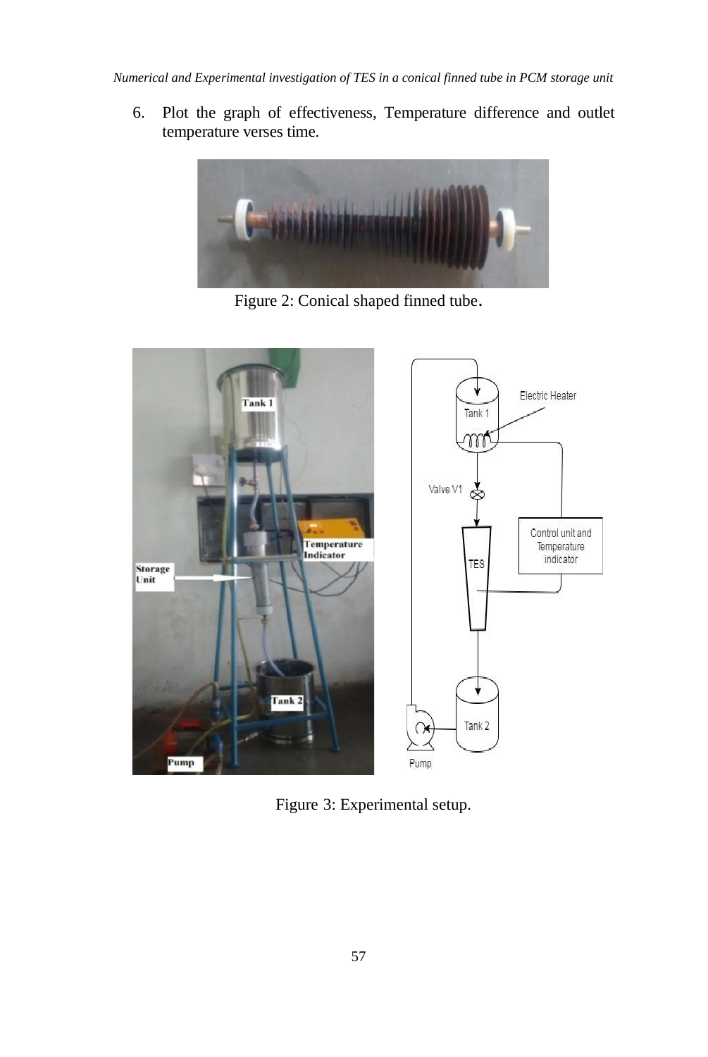6. Plot the graph of effectiveness, Temperature difference and outlet temperature verses time.

Figure 2: Conical shaped finned tube.

Figure 3: Experimental setup.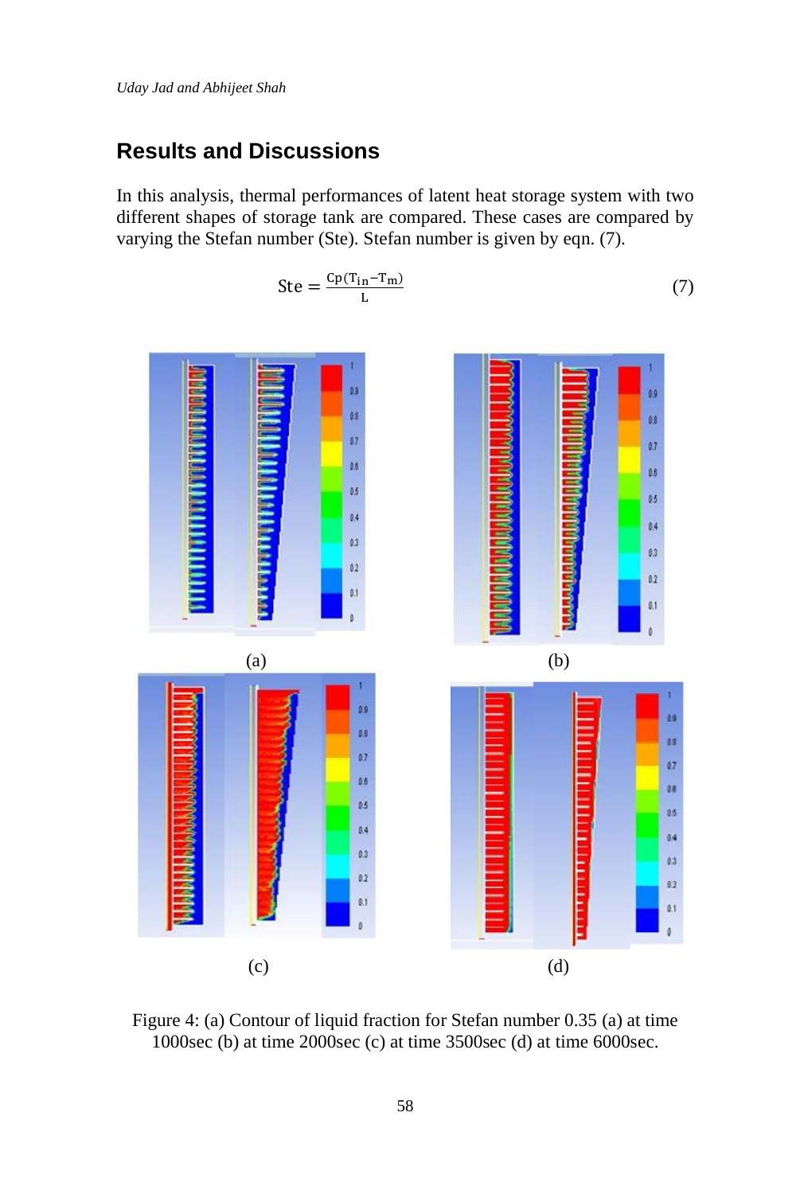## Results and Discussions

In this analysis, thermal performances of latent heat storage system with two different shapes of storage tank are compared. These cases are compared by varying the Stefan number (Ste). Stefan number is given by eqn. (7).

$$\mathrm{Ste} = \frac{C_p(T_{in} - T_m)}{L} \tag{7}$$

(a)

(b)

(c)

(d)

Figure 4: (a) Contour of liquid fraction for Stefan number 0.35 (a) at time 1000sec (b) at time 2000sec (c) at time 3500sec (d) at time 6000sec.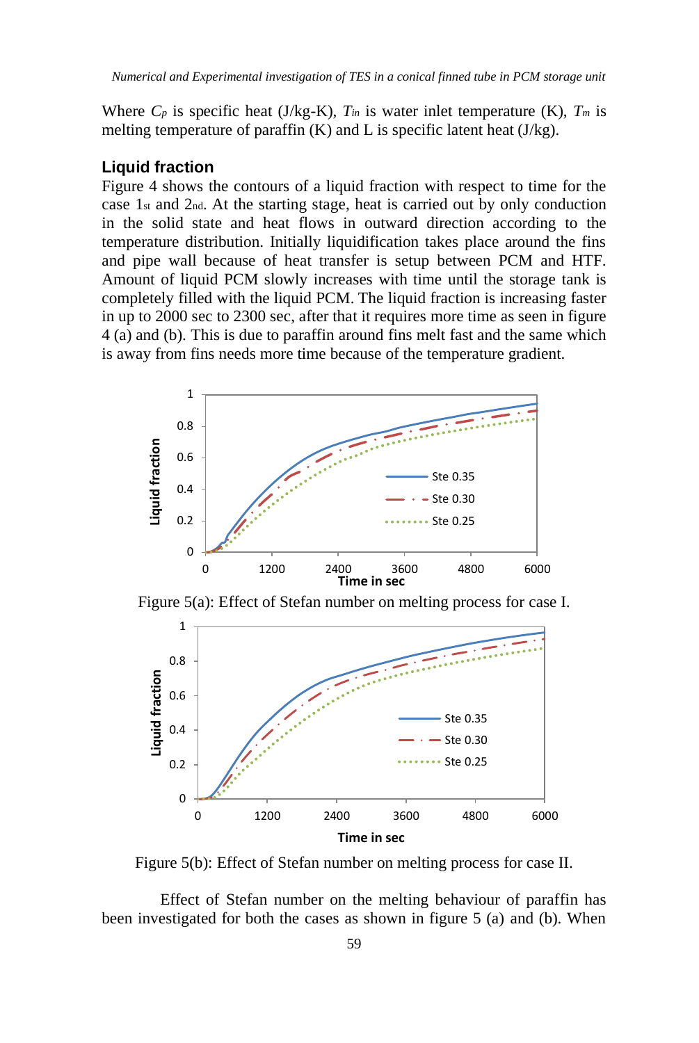Where $C_p$ is specific heat (J/kg-K), $T_{in}$ is water inlet temperature (K), $T_m$ is melting temperature of paraffin (K) and L is specific latent heat (J/kg).

### Liquid fraction

Figure 4 shows the contours of a liquid fraction with respect to time for the case 1st and 2nd. At the starting stage, heat is carried out by only conduction in the solid state and heat flows in outward direction according to the temperature distribution. Initially liquidification takes place around the fins and pipe wall because of heat transfer is setup between PCM and HTF. Amount of liquid PCM slowly increases with time until the storage tank is completely filled with the liquid PCM. The liquid fraction is increasing faster in up to 2000 sec to 2300 sec, after that it requires more time as seen in figure 4 (a) and (b). This is due to paraffin around fins melt fast and the same which is away from fins needs more time because of the temperature gradient.

Figure 5(a): Effect of Stefan number on melting process for case I.

Figure 5(b): Effect of Stefan number on melting process for case II.

Effect of Stefan number on the melting behaviour of paraffin has been investigated for both the cases as shown in figure 5 (a) and (b). When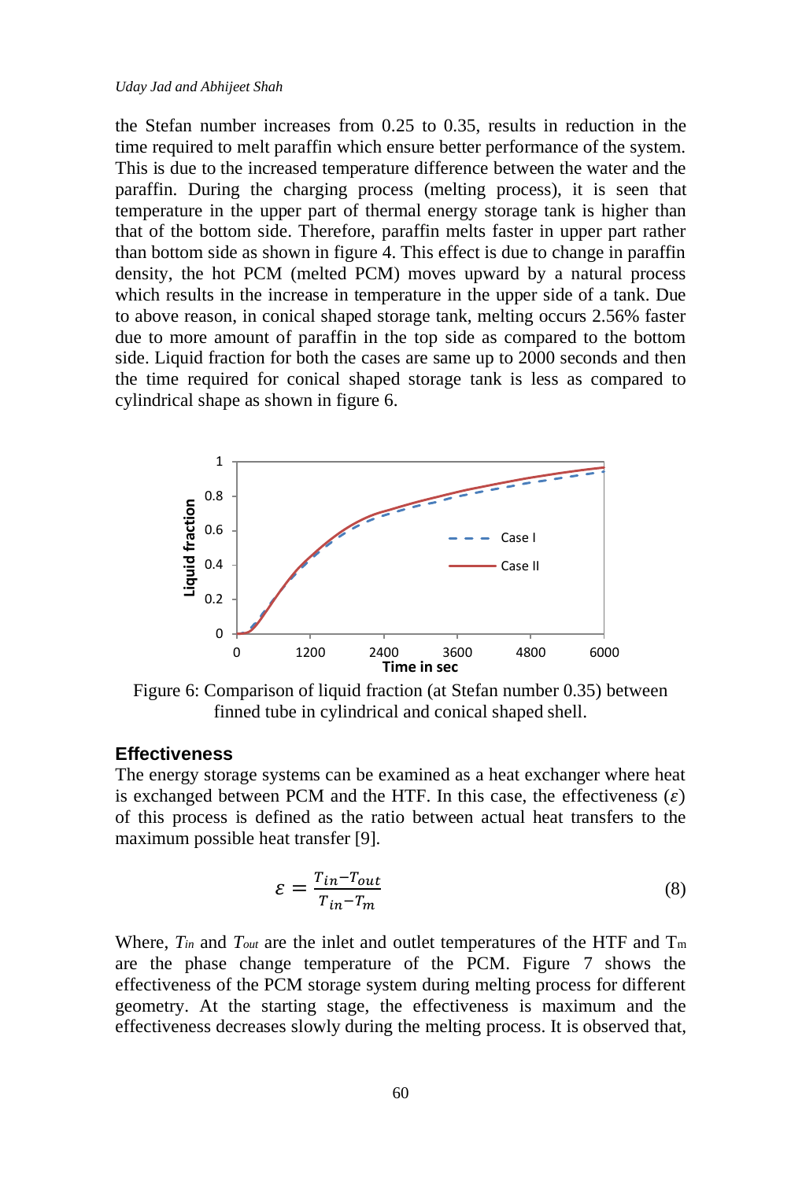the Stefan number increases from 0.25 to 0.35, results in reduction in the time required to melt paraffin which ensure better performance of the system. This is due to the increased temperature difference between the water and the paraffin. During the charging process (melting process), it is seen that temperature in the upper part of thermal energy storage tank is higher than that of the bottom side. Therefore, paraffin melts faster in upper part rather than bottom side as shown in figure 4. This effect is due to change in paraffin density, the hot PCM (melted PCM) moves upward by a natural process which results in the increase in temperature in the upper side of a tank. Due to above reason, in conical shaped storage tank, melting occurs 2.56% faster due to more amount of paraffin in the top side as compared to the bottom side. Liquid fraction for both the cases are same up to 2000 seconds and then the time required for conical shaped storage tank is less as compared to cylindrical shape as shown in figure 6.

Figure 6: Comparison of liquid fraction (at Stefan number 0.35) between finned tube in cylindrical and conical shaped shell.

## Effectiveness

The energy storage systems can be examined as a heat exchanger where heat is exchanged between PCM and the HTF. In this case, the effectiveness ($\varepsilon$) of this process is defined as the ratio between actual heat transfers to the maximum possible heat transfer [9].

$$\varepsilon = \frac{T_{in} - T_{out}}{T_{in} - T_m} \tag{8}$$

Where, $T_{in}$ and $T_{out}$ are the inlet and outlet temperatures of the HTF and $T_m$ are the phase change temperature of the PCM. Figure 7 shows the effectiveness of the PCM storage system during melting process for different geometry. At the starting stage, the effectiveness is maximum and the effectiveness decreases slowly during the melting process. It is observed that,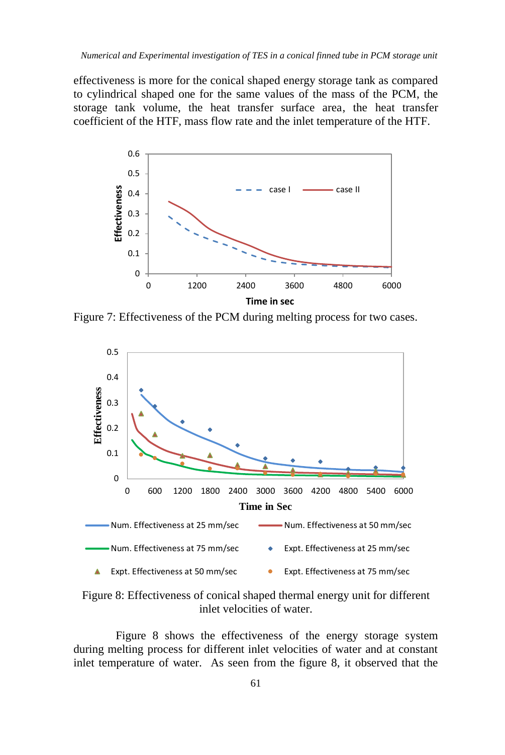effectiveness is more for the conical shaped energy storage tank as compared to cylindrical shaped one for the same values of the mass of the PCM, the storage tank volume, the heat transfer surface area, the heat transfer coefficient of the HTF, mass flow rate and the inlet temperature of the HTF.

Figure 7: Effectiveness of the PCM during melting process for two cases.

Figure 8: Effectiveness of conical shaped thermal energy unit for different inlet velocities of water.

Figure 8 shows the effectiveness of the energy storage system during melting process for different inlet velocities of water and at constant inlet temperature of water. As seen from the figure 8, it observed that the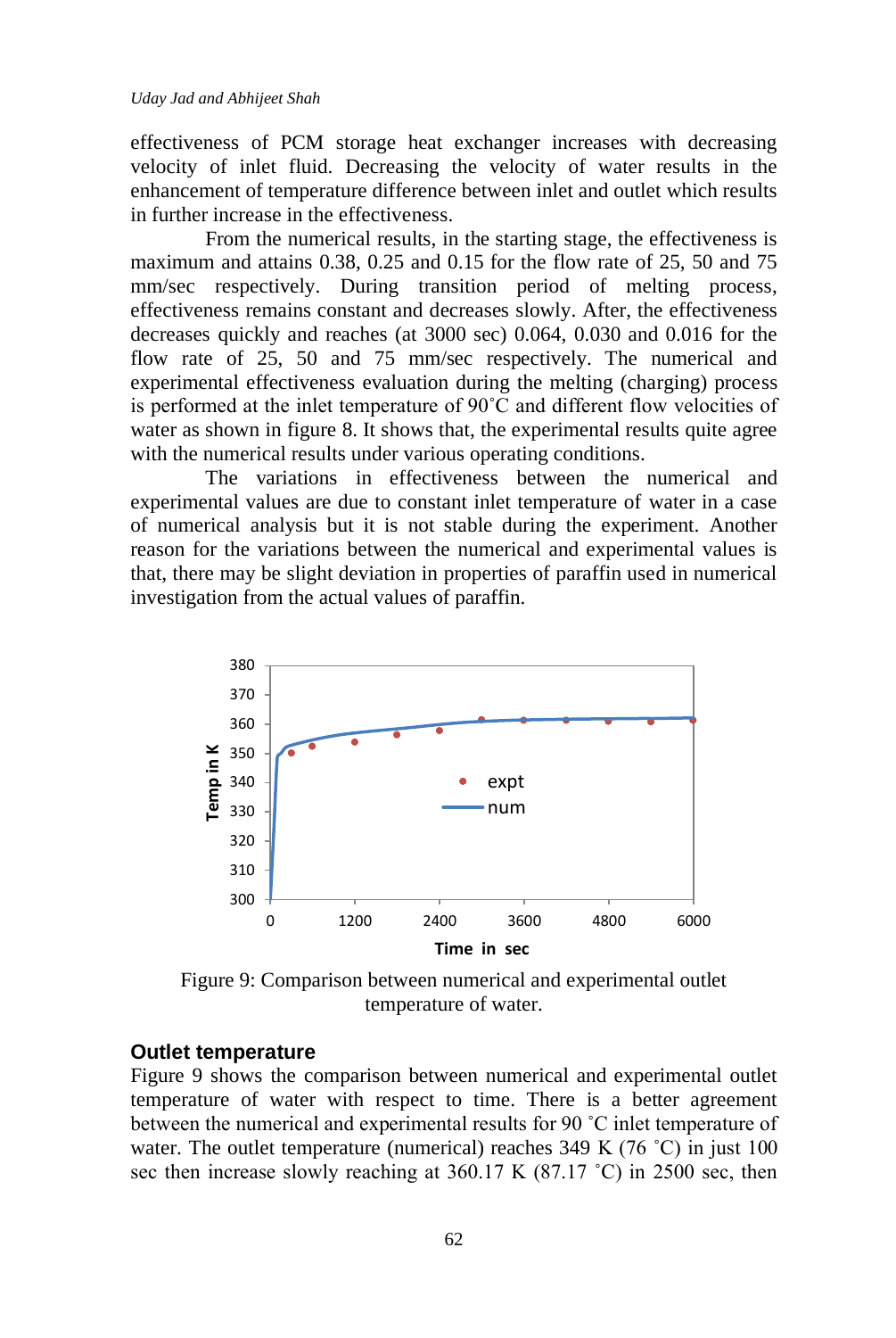effectiveness of PCM storage heat exchanger increases with decreasing velocity of inlet fluid. Decreasing the velocity of water results in the enhancement of temperature difference between inlet and outlet which results in further increase in the effectiveness.

From the numerical results, in the starting stage, the effectiveness is maximum and attains 0.38, 0.25 and 0.15 for the flow rate of 25, 50 and 75 mm/sec respectively. During transition period of melting process, effectiveness remains constant and decreases slowly. After, the effectiveness decreases quickly and reaches (at 3000 sec) 0.064, 0.030 and 0.016 for the flow rate of 25, 50 and 75 mm/sec respectively. The numerical and experimental effectiveness evaluation during the melting (charging) process is performed at the inlet temperature of 90˚C and different flow velocities of water as shown in figure 8. It shows that, the experimental results quite agree with the numerical results under various operating conditions.

The variations in effectiveness between the numerical and experimental values are due to constant inlet temperature of water in a case of numerical analysis but it is not stable during the experiment. Another reason for the variations between the numerical and experimental values is that, there may be slight deviation in properties of paraffin used in numerical investigation from the actual values of paraffin.

Figure 9: Comparison between numerical and experimental outlet temperature of water.

## Outlet temperature

Figure 9 shows the comparison between numerical and experimental outlet temperature of water with respect to time. There is a better agreement between the numerical and experimental results for 90 ˚C inlet temperature of water. The outlet temperature (numerical) reaches 349 K (76 ˚C) in just 100 sec then increase slowly reaching at 360.17 K (87.17 ˚C) in 2500 sec, then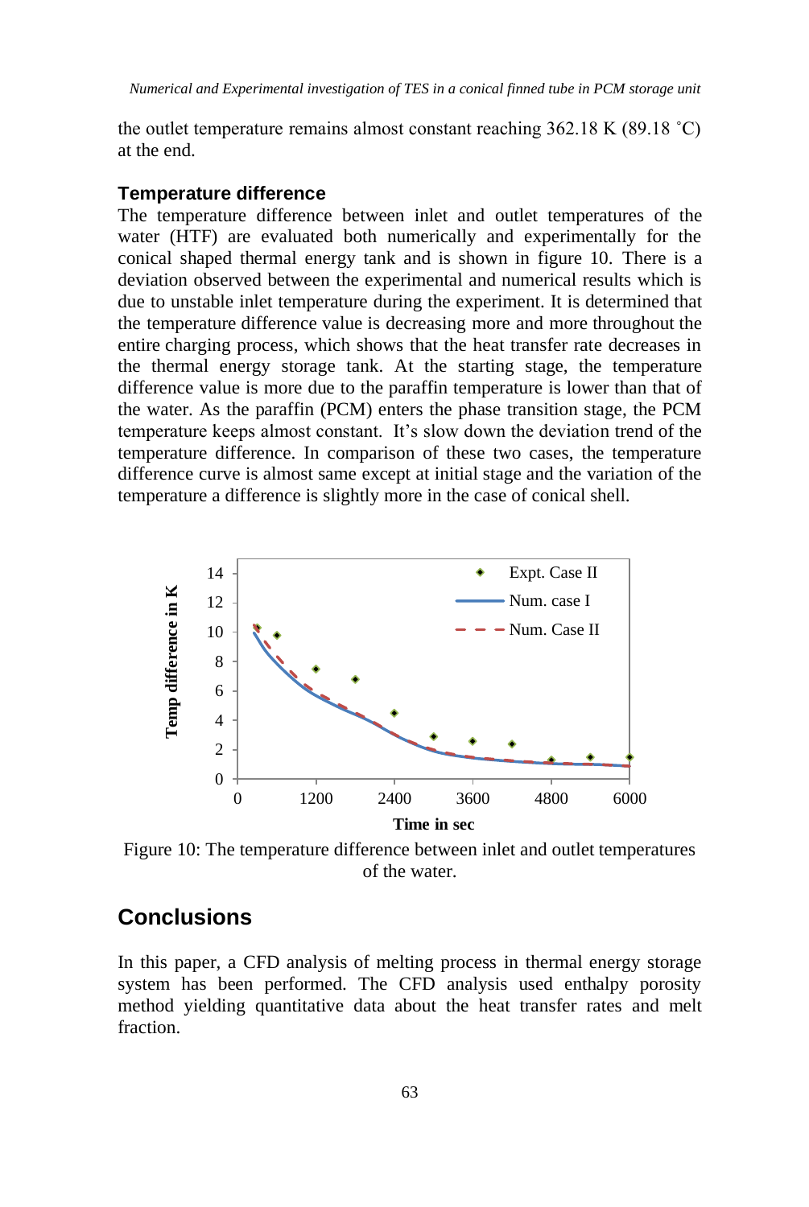the outlet temperature remains almost constant reaching 362.18 K (89.18 ˚C) at the end.

### Temperature difference

The temperature difference between inlet and outlet temperatures of the water (HTF) are evaluated both numerically and experimentally for the conical shaped thermal energy tank and is shown in figure 10. There is a deviation observed between the experimental and numerical results which is due to unstable inlet temperature during the experiment. It is determined that the temperature difference value is decreasing more and more throughout the entire charging process, which shows that the heat transfer rate decreases in the thermal energy storage tank. At the starting stage, the temperature difference value is more due to the paraffin temperature is lower than that of the water. As the paraffin (PCM) enters the phase transition stage, the PCM temperature keeps almost constant. It's slow down the deviation trend of the temperature difference. In comparison of these two cases, the temperature difference curve is almost same except at initial stage and the variation of the temperature a difference is slightly more in the case of conical shell.

Figure 10: The temperature difference between inlet and outlet temperatures of the water.

## Conclusions

In this paper, a CFD analysis of melting process in thermal energy storage system has been performed. The CFD analysis used enthalpy porosity method yielding quantitative data about the heat transfer rates and melt fraction.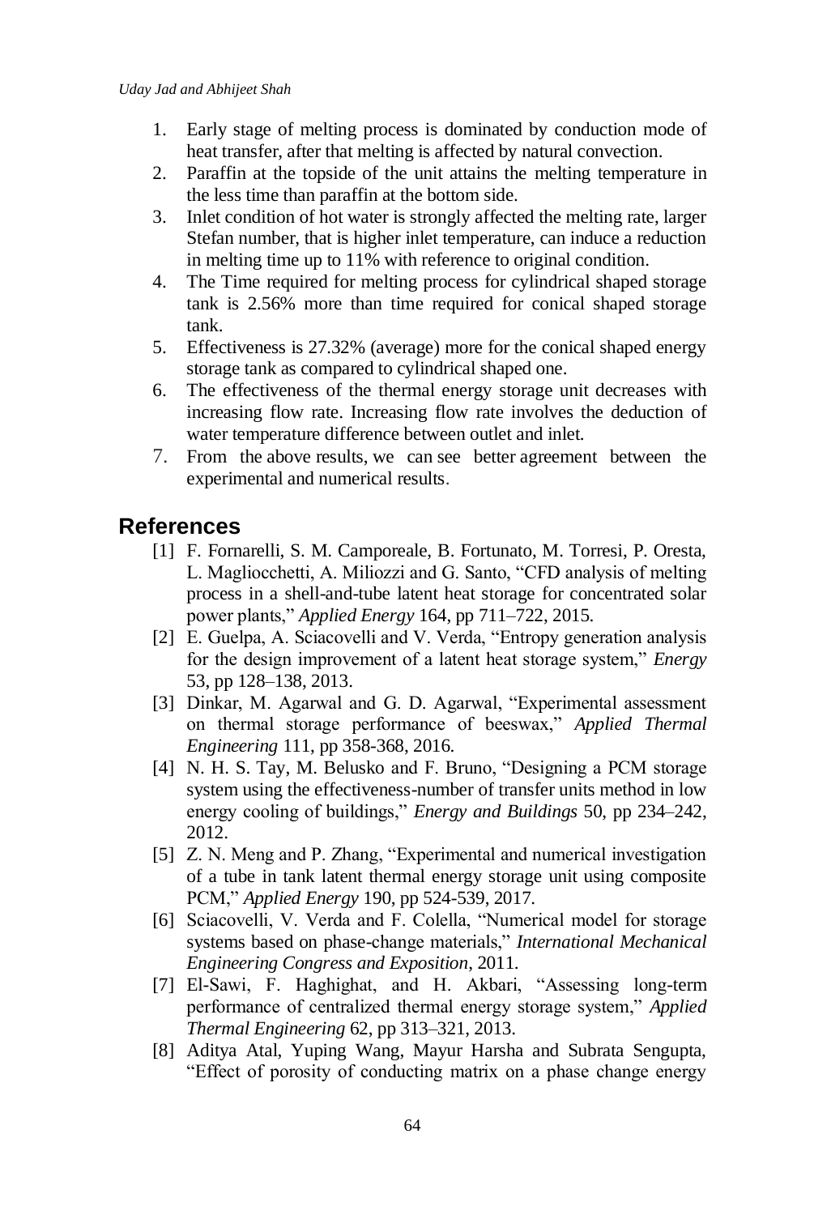1. Early stage of melting process is dominated by conduction mode of heat transfer, after that melting is affected by natural convection.
2. Paraffin at the topside of the unit attains the melting temperature in the less time than paraffin at the bottom side.
3. Inlet condition of hot water is strongly affected the melting rate, larger Stefan number, that is higher inlet temperature, can induce a reduction in melting time up to 11% with reference to original condition.
4. The Time required for melting process for cylindrical shaped storage tank is 2.56% more than time required for conical shaped storage tank.
5. Effectiveness is 27.32% (average) more for the conical shaped energy storage tank as compared to cylindrical shaped one.
6. The effectiveness of the thermal energy storage unit decreases with increasing flow rate. Increasing flow rate involves the deduction of water temperature difference between outlet and inlet.
7. From the above results, we can see better agreement between the experimental and numerical results.

## References

[1] F. Fornarelli, S. M. Camporeale, B. Fortunato, M. Torresi, P. Oresta, L. Magliocchetti, A. Miliozzi and G. Santo, "CFD analysis of melting process in a shell-and-tube latent heat storage for concentrated solar power plants," *Applied Energy* 164, pp 711–722, 2015.

[2] E. Guelpa, A. Sciacovelli and V. Verda, "Entropy generation analysis for the design improvement of a latent heat storage system," *Energy* 53, pp 128–138, 2013.

[3] Dinkar, M. Agarwal and G. D. Agarwal, "Experimental assessment on thermal storage performance of beeswax," *Applied Thermal Engineering* 111, pp 358-368, 2016.

[4] N. H. S. Tay, M. Belusko and F. Bruno, "Designing a PCM storage system using the effectiveness-number of transfer units method in low energy cooling of buildings," *Energy and Buildings* 50, pp 234–242, 2012.

[5] Z. N. Meng and P. Zhang, "Experimental and numerical investigation of a tube in tank latent thermal energy storage unit using composite PCM," *Applied Energy* 190, pp 524-539, 2017.

[6] Sciacovelli, V. Verda and F. Colella, "Numerical model for storage systems based on phase-change materials," *International Mechanical Engineering Congress and Exposition*, 2011.

[7] El-Sawi, F. Haghighat, and H. Akbari, "Assessing long-term performance of centralized thermal energy storage system," *Applied Thermal Engineering* 62, pp 313–321, 2013.

[8] Aditya Atal, Yuping Wang, Mayur Harsha and Subrata Sengupta, "Effect of porosity of conducting matrix on a phase change energy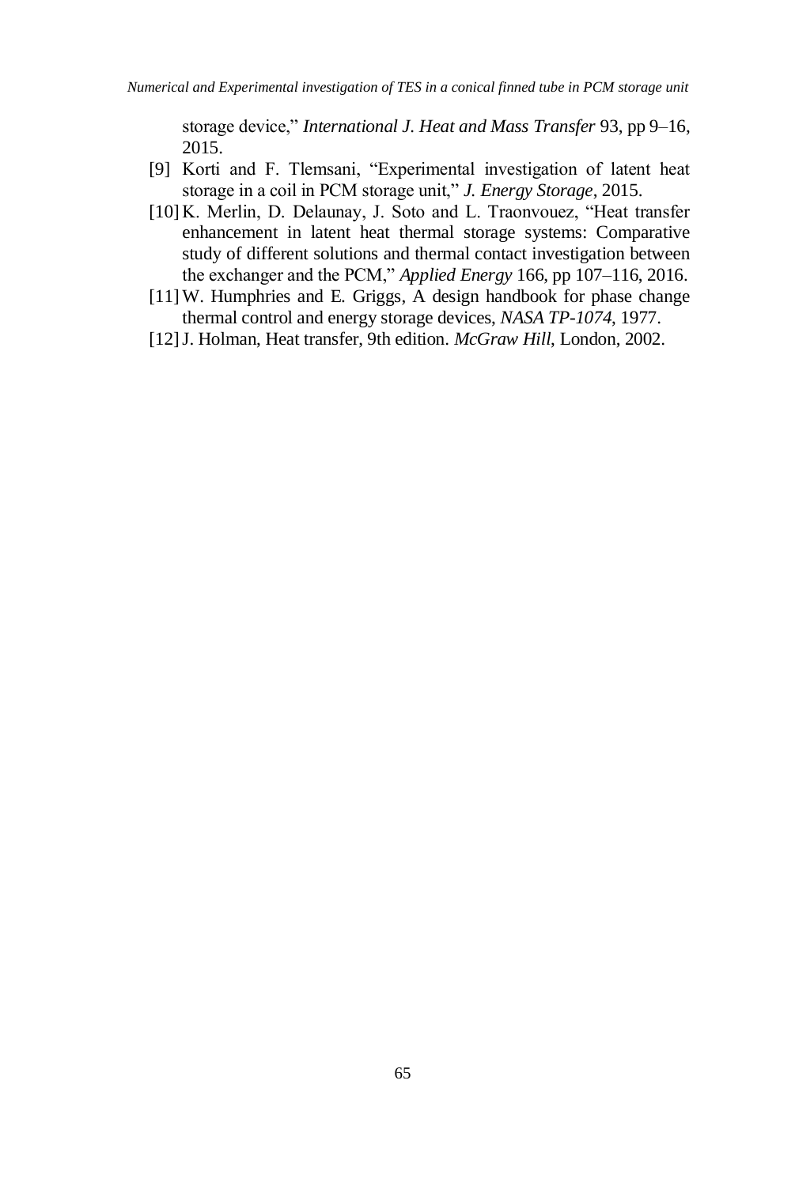storage device," *International J. Heat and Mass Transfer* 93, pp 9–16, 2015.

[9] Korti and F. Tlemsani, "Experimental investigation of latent heat storage in a coil in PCM storage unit," *J. Energy Storage*, 2015.

[10] K. Merlin, D. Delaunay, J. Soto and L. Traonvouez, "Heat transfer enhancement in latent heat thermal storage systems: Comparative study of different solutions and thermal contact investigation between the exchanger and the PCM," *Applied Energy* 166, pp 107–116, 2016.

[11] W. Humphries and E. Griggs, A design handbook for phase change thermal control and energy storage devices, *NASA TP-1074*, 1977.

[12] J. Holman, Heat transfer, 9th edition. *McGraw Hill*, London, 2002.